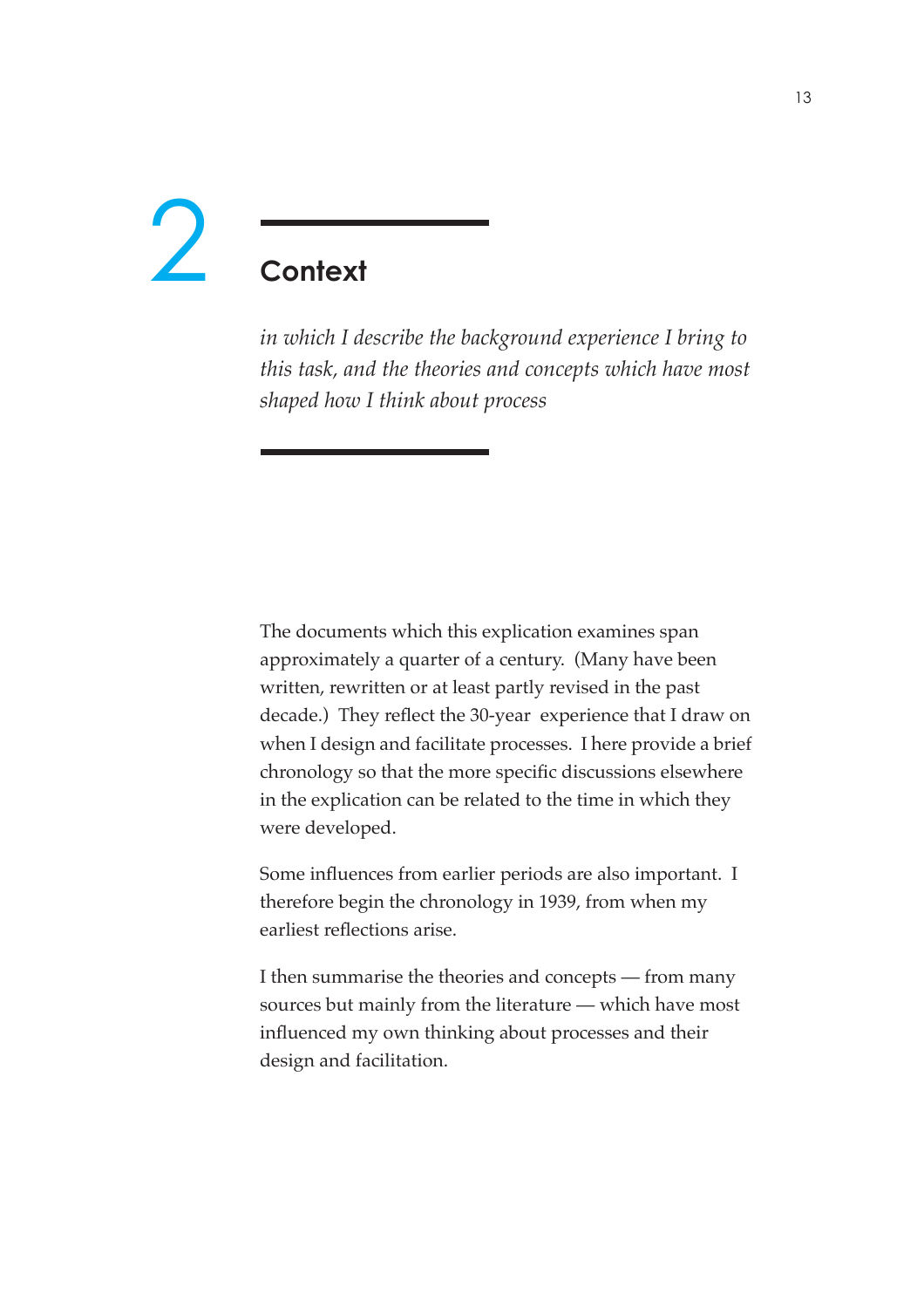# 2 Context

*in which I describe the background experience I bring to this task, and the theories and concepts which have most shaped how I think about process*

The documents which this explication examines span approximately a quarter of a century. (Many have been written, rewritten or at least partly revised in the past decade.) They reflect the 30-year experience that I draw on when I design and facilitate processes. I here provide a brief chronology so that the more specific discussions elsewhere in the explication can be related to the time in which they were developed.

Some influences from earlier periods are also important. I therefore begin the chronology in 1939, from when my earliest reflections arise.

I then summarise the theories and concepts — from many sources but mainly from the literature — which have most influenced my own thinking about processes and their design and facilitation.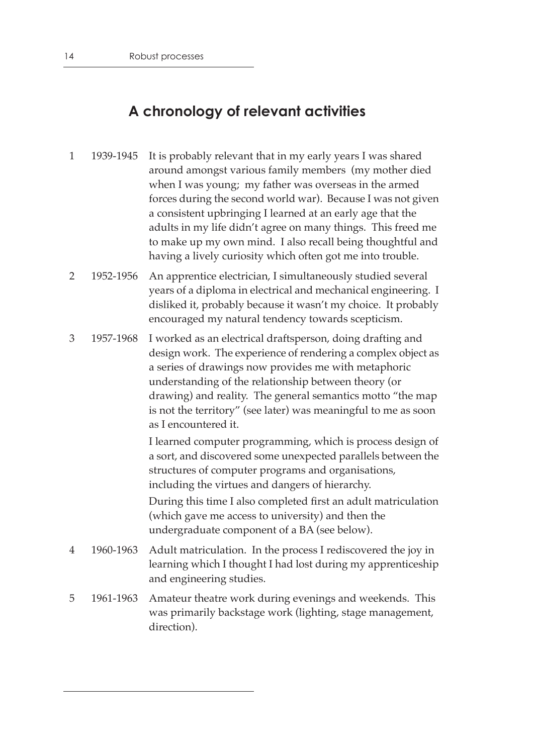## A chronology of relevant activities

| | | |
|---|---|---|
| 1 | 1939-1945 | It is probably relevant that in my early years I was shared around amongst various family members (my mother died when I was young; my father was overseas in the armed forces during the second world war). Because I was not given a consistent upbringing I learned at an early age that the adults in my life didn't agree on many things. This freed me to make up my own mind. I also recall being thoughtful and having a lively curiosity which often got me into trouble. |
| 2 | 1952-1956 | An apprentice electrician, I simultaneously studied several years of a diploma in electrical and mechanical engineering. I disliked it, probably because it wasn't my choice. It probably encouraged my natural tendency towards scepticism. |
| 3 | 1957-1968 | I worked as an electrical draftsperson, doing drafting and design work. The experience of rendering a complex object as a series of drawings now provides me with metaphoric understanding of the relationship between theory (or drawing) and reality. The general semantics motto "the map is not the territory" (see later) was meaningful to me as soon as I encountered it.<br><br>I learned computer programming, which is process design of a sort, and discovered some unexpected parallels between the structures of computer programs and organisations, including the virtues and dangers of hierarchy.<br><br>During this time I also completed first an adult matriculation (which gave me access to university) and then the undergraduate component of a BA (see below). |
| 4 | 1960-1963 | Adult matriculation. In the process I rediscovered the joy in learning which I thought I had lost during my apprenticeship and engineering studies. |
| 5 | 1961-1963 | Amateur theatre work during evenings and weekends. This was primarily backstage work (lighting, stage management, direction). |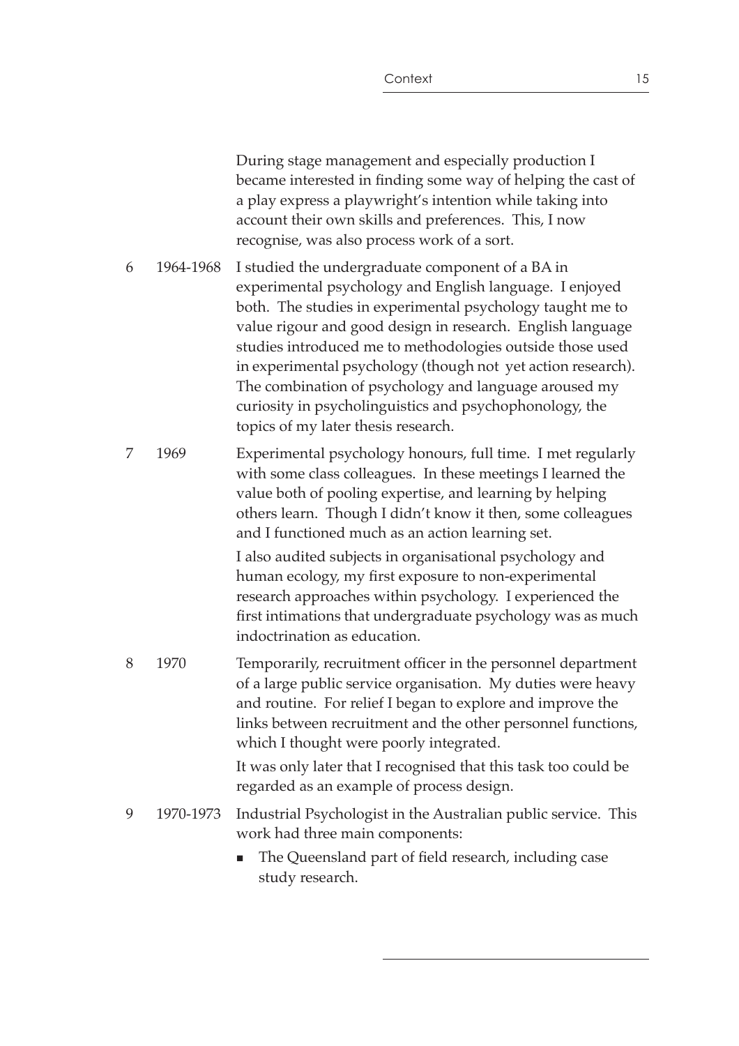During stage management and especially production I became interested in finding some way of helping the cast of a play express a playwright's intention while taking into account their own skills and preferences. This, I now recognise, was also process work of a sort.

| | | |
|---|---|---|
| 6 | 1964-1968 | I studied the undergraduate component of a BA in experimental psychology and English language. I enjoyed both. The studies in experimental psychology taught me to value rigour and good design in research. English language studies introduced me to methodologies outside those used in experimental psychology (though not yet action research). The combination of psychology and language aroused my curiosity in psycholinguistics and psychophonology, the topics of my later thesis research. |
| 7 | 1969 | Experimental psychology honours, full time. I met regularly with some class colleagues. In these meetings I learned the value both of pooling expertise, and learning by helping others learn. Though I didn't know it then, some colleagues and I functioned much as an action learning set.<br><br>I also audited subjects in organisational psychology and human ecology, my first exposure to non-experimental research approaches within psychology. I experienced the first intimations that undergraduate psychology was as much indoctrination as education. |
| 8 | 1970 | Temporarily, recruitment officer in the personnel department of a large public service organisation. My duties were heavy and routine. For relief I began to explore and improve the links between recruitment and the other personnel functions, which I thought were poorly integrated.<br><br>It was only later that I recognised that this task too could be regarded as an example of process design. |
| 9 | 1970-1973 | Industrial Psychologist in the Australian public service. This work had three main components:<br><br>▪ The Queensland part of field research, including case study research. |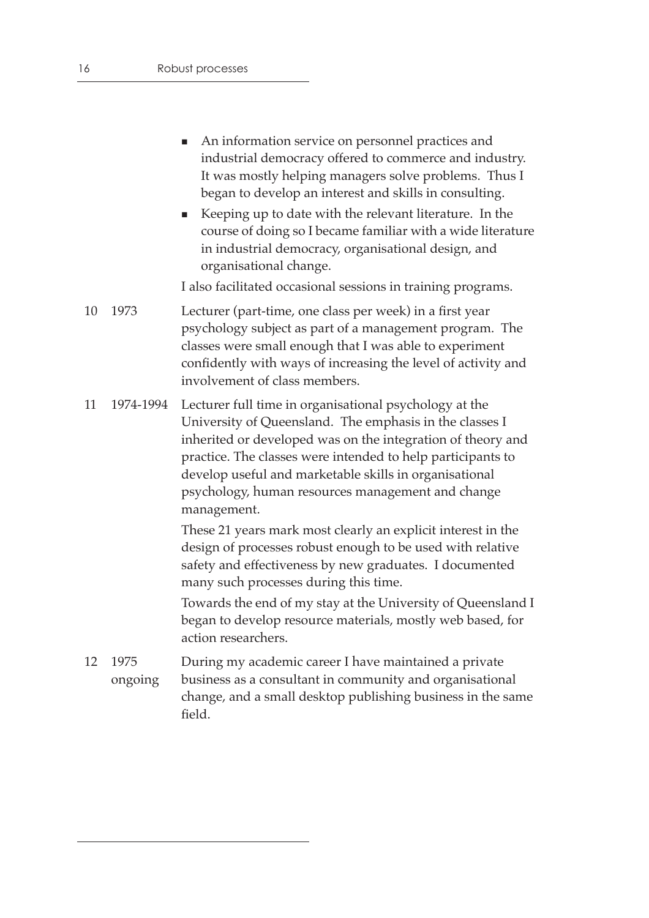- An information service on personnel practices and industrial democracy offered to commerce and industry. It was mostly helping managers solve problems. Thus I began to develop an interest and skills in consulting.
- Keeping up to date with the relevant literature. In the course of doing so I became familiar with a wide literature in industrial democracy, organisational design, and organisational change.

I also facilitated occasional sessions in training programs.

| | | |
|---|---|---|
| 10 | 1973 | Lecturer (part-time, one class per week) in a first year psychology subject as part of a management program. The classes were small enough that I was able to experiment confidently with ways of increasing the level of activity and involvement of class members. |
| 11 | 1974-1994 | Lecturer full time in organisational psychology at the University of Queensland. The emphasis in the classes I inherited or developed was on the integration of theory and practice. The classes were intended to help participants to develop useful and marketable skills in organisational psychology, human resources management and change management.<br><br>These 21 years mark most clearly an explicit interest in the design of processes robust enough to be used with relative safety and effectiveness by new graduates. I documented many such processes during this time.<br><br>Towards the end of my stay at the University of Queensland I began to develop resource materials, mostly web based, for action researchers. |
| 12 | 1975 ongoing | During my academic career I have maintained a private business as a consultant in community and organisational change, and a small desktop publishing business in the same field. |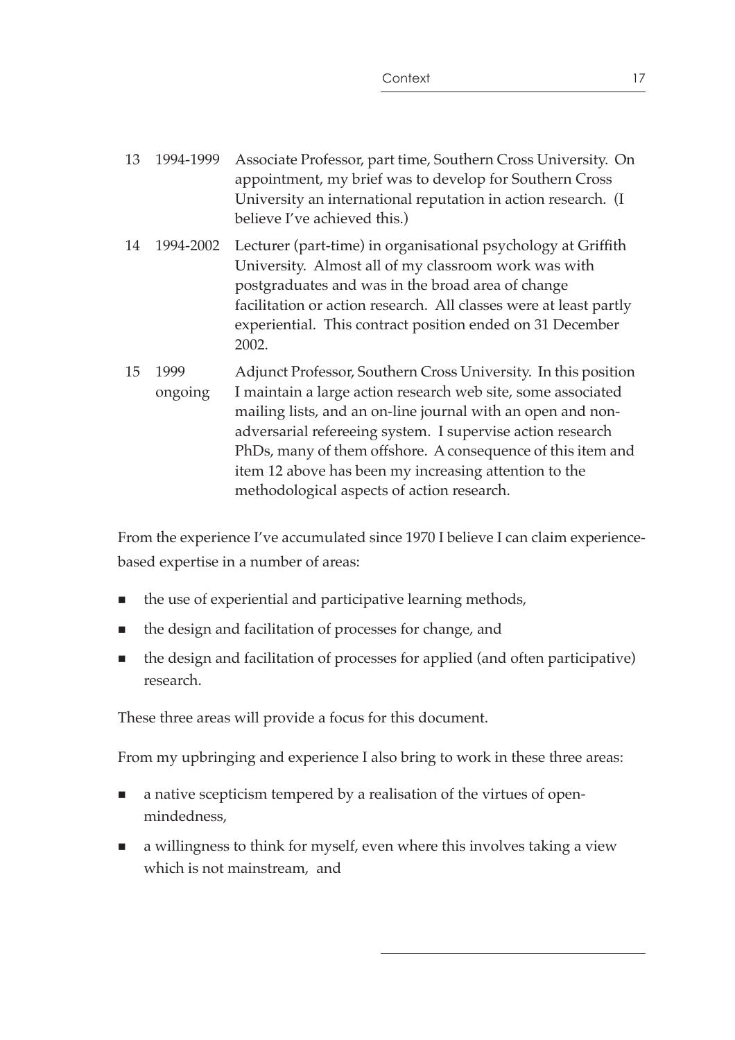| | | |
|---|---|---|
| 13 | 1994-1999 | Associate Professor, part time, Southern Cross University. On appointment, my brief was to develop for Southern Cross University an international reputation in action research. (I believe I've achieved this.) |
| 14 | 1994-2002 | Lecturer (part-time) in organisational psychology at Griffith University. Almost all of my classroom work was with postgraduates and was in the broad area of change facilitation or action research. All classes were at least partly experiential. This contract position ended on 31 December 2002. |
| 15 | 1999 ongoing | Adjunct Professor, Southern Cross University. In this position I maintain a large action research web site, some associated mailing lists, and an on-line journal with an open and non-adversarial refereeing system. I supervise action research PhDs, many of them offshore. A consequence of this item and item 12 above has been my increasing attention to the methodological aspects of action research. |

From the experience I've accumulated since 1970 I believe I can claim experience-based expertise in a number of areas:

- the use of experiential and participative learning methods,
- the design and facilitation of processes for change, and
- the design and facilitation of processes for applied (and often participative) research.

These three areas will provide a focus for this document.

From my upbringing and experience I also bring to work in these three areas:

- a native scepticism tempered by a realisation of the virtues of open-mindedness,
- a willingness to think for myself, even where this involves taking a view which is not mainstream, and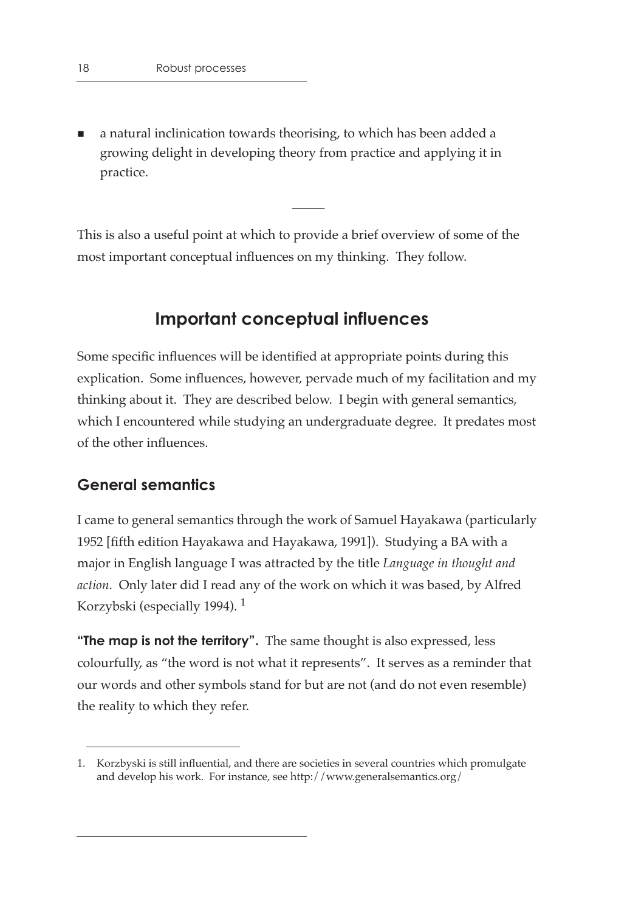- a natural inclinication towards theorising, to which has been added a growing delight in developing theory from practice and applying it in practice.

_____

This is also a useful point at which to provide a brief overview of some of the most important conceptual influences on my thinking. They follow.

## Important conceptual influences

Some specific influences will be identified at appropriate points during this explication. Some influences, however, pervade much of my facilitation and my thinking about it. They are described below. I begin with general semantics, which I encountered while studying an undergraduate degree. It predates most of the other influences.

### General semantics

I came to general semantics through the work of Samuel Hayakawa (particularly 1952 [fifth edition Hayakawa and Hayakawa, 1991]). Studying a BA with a major in English language I was attracted by the title *Language in thought and action*. Only later did I read any of the work on which it was based, by Alfred Korzybski (especially 1994). [1]

**"The map is not the territory".** The same thought is also expressed, less colourfully, as "the word is not what it represents". It serves as a reminder that our words and other symbols stand for but are not (and do not even resemble) the reality to which they refer.

1. Korzbyski is still influential, and there are societies in several countries which promulgate and develop his work. For instance, see http://www.generalsemantics.org/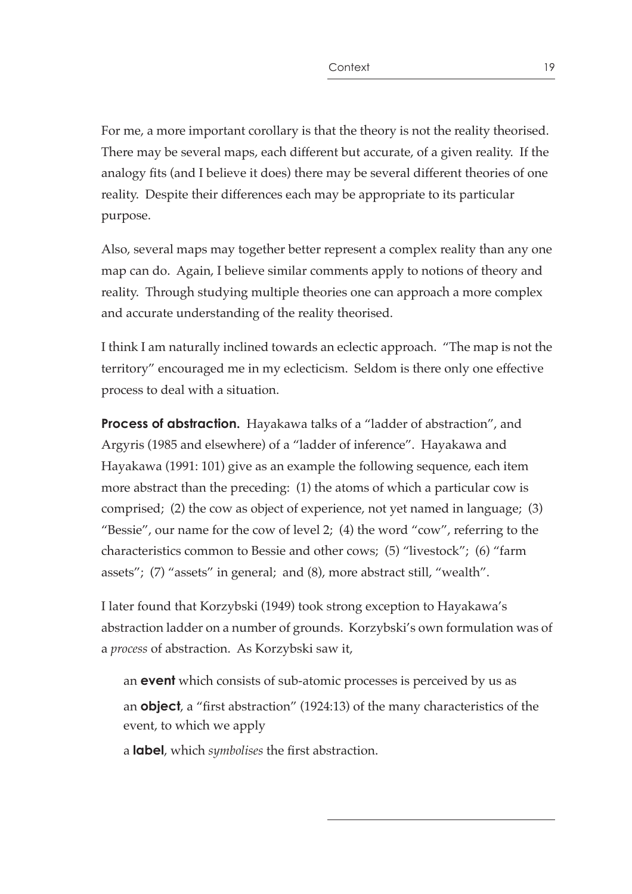For me, a more important corollary is that the theory is not the reality theorised. There may be several maps, each different but accurate, of a given reality. If the analogy fits (and I believe it does) there may be several different theories of one reality. Despite their differences each may be appropriate to its particular purpose.

Also, several maps may together better represent a complex reality than any one map can do. Again, I believe similar comments apply to notions of theory and reality. Through studying multiple theories one can approach a more complex and accurate understanding of the reality theorised.

I think I am naturally inclined towards an eclectic approach. "The map is not the territory" encouraged me in my eclecticism. Seldom is there only one effective process to deal with a situation.

**Process of abstraction.** Hayakawa talks of a "ladder of abstraction", and Argyris (1985 and elsewhere) of a "ladder of inference". Hayakawa and Hayakawa (1991: 101) give as an example the following sequence, each item more abstract than the preceding: (1) the atoms of which a particular cow is comprised; (2) the cow as object of experience, not yet named in language; (3) "Bessie", our name for the cow of level 2; (4) the word "cow", referring to the characteristics common to Bessie and other cows; (5) "livestock"; (6) "farm assets"; (7) "assets" in general; and (8), more abstract still, "wealth".

I later found that Korzybski (1949) took strong exception to Hayakawa's abstraction ladder on a number of grounds. Korzybski's own formulation was of a *process* of abstraction. As Korzybski saw it,

> an **event** which consists of sub-atomic processes is perceived by us as
>
> an **object**, a "first abstraction" (1924:13) of the many characteristics of the event, to which we apply
>
> a **label**, which *symbolises* the first abstraction.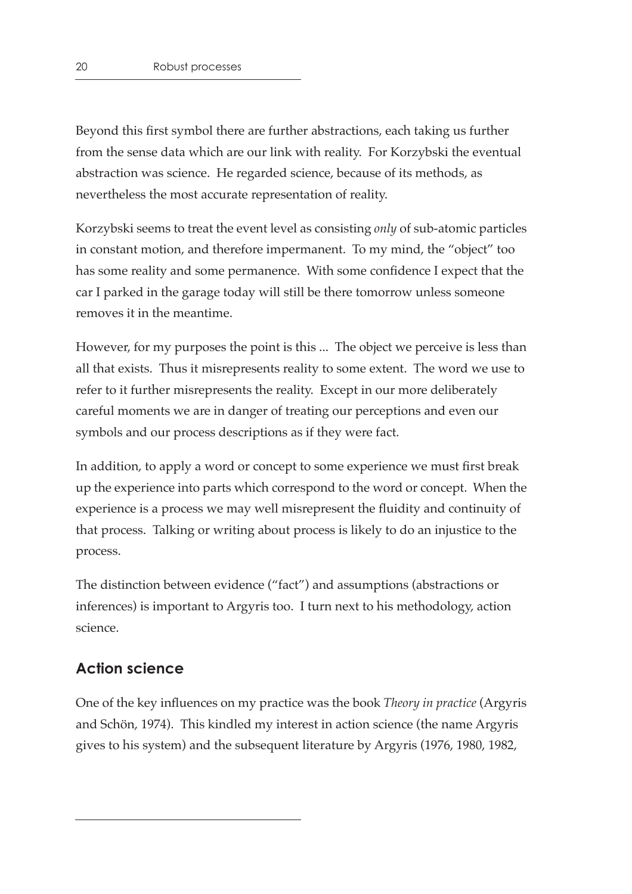Beyond this first symbol there are further abstractions, each taking us further from the sense data which are our link with reality. For Korzybski the eventual abstraction was science. He regarded science, because of its methods, as nevertheless the most accurate representation of reality.

Korzybski seems to treat the event level as consisting *only* of sub-atomic particles in constant motion, and therefore impermanent. To my mind, the "object" too has some reality and some permanence. With some confidence I expect that the car I parked in the garage today will still be there tomorrow unless someone removes it in the meantime.

However, for my purposes the point is this ... The object we perceive is less than all that exists. Thus it misrepresents reality to some extent. The word we use to refer to it further misrepresents the reality. Except in our more deliberately careful moments we are in danger of treating our perceptions and even our symbols and our process descriptions as if they were fact.

In addition, to apply a word or concept to some experience we must first break up the experience into parts which correspond to the word or concept. When the experience is a process we may well misrepresent the fluidity and continuity of that process. Talking or writing about process is likely to do an injustice to the process.

The distinction between evidence ("fact") and assumptions (abstractions or inferences) is important to Argyris too. I turn next to his methodology, action science.

## Action science

One of the key influences on my practice was the book *Theory in practice* (Argyris and Schön, 1974). This kindled my interest in action science (the name Argyris gives to his system) and the subsequent literature by Argyris (1976, 1980, 1982,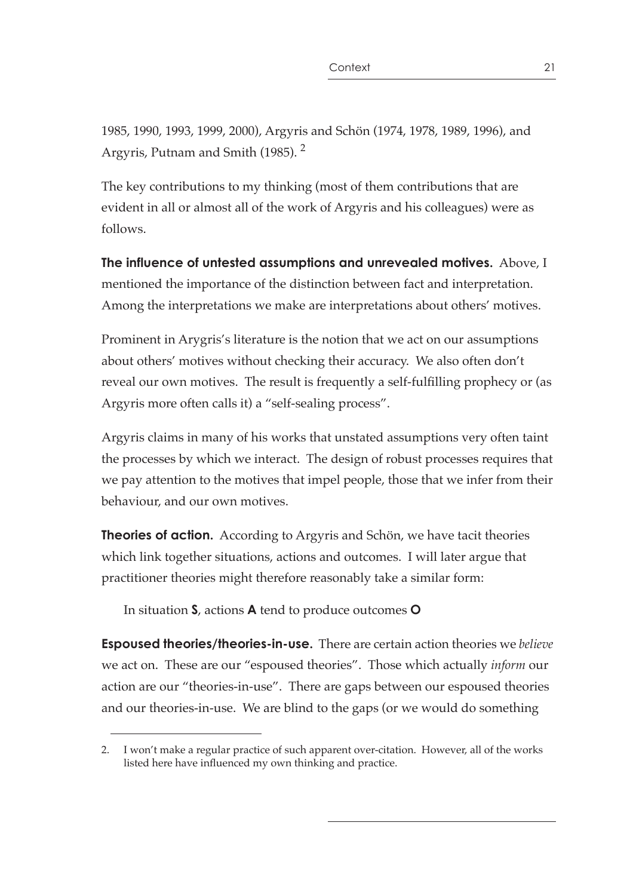1985, 1990, 1993, 1999, 2000), Argyris and Schön (1974, 1978, 1989, 1996), and Argyris, Putnam and Smith (1985). [2]

The key contributions to my thinking (most of them contributions that are evident in all or almost all of the work of Argyris and his colleagues) were as follows.

**The influence of untested assumptions and unrevealed motives.** Above, I mentioned the importance of the distinction between fact and interpretation. Among the interpretations we make are interpretations about others' motives.

Prominent in Arygris's literature is the notion that we act on our assumptions about others' motives without checking their accuracy. We also often don't reveal our own motives. The result is frequently a self-fulfilling prophecy or (as Argyris more often calls it) a "self-sealing process".

Argyris claims in many of his works that unstated assumptions very often taint the processes by which we interact. The design of robust processes requires that we pay attention to the motives that impel people, those that we infer from their behaviour, and our own motives.

**Theories of action.** According to Argyris and Schön, we have tacit theories which link together situations, actions and outcomes. I will later argue that practitioner theories might therefore reasonably take a similar form:

> In situation **S**, actions **A** tend to produce outcomes **O**

**Espoused theories/theories-in-use.** There are certain action theories we *believe* we act on. These are our "espoused theories". Those which actually *inform* our action are our "theories-in-use". There are gaps between our espoused theories and our theories-in-use. We are blind to the gaps (or we would do something

---

2. I won't make a regular practice of such apparent over-citation. However, all of the works listed here have influenced my own thinking and practice.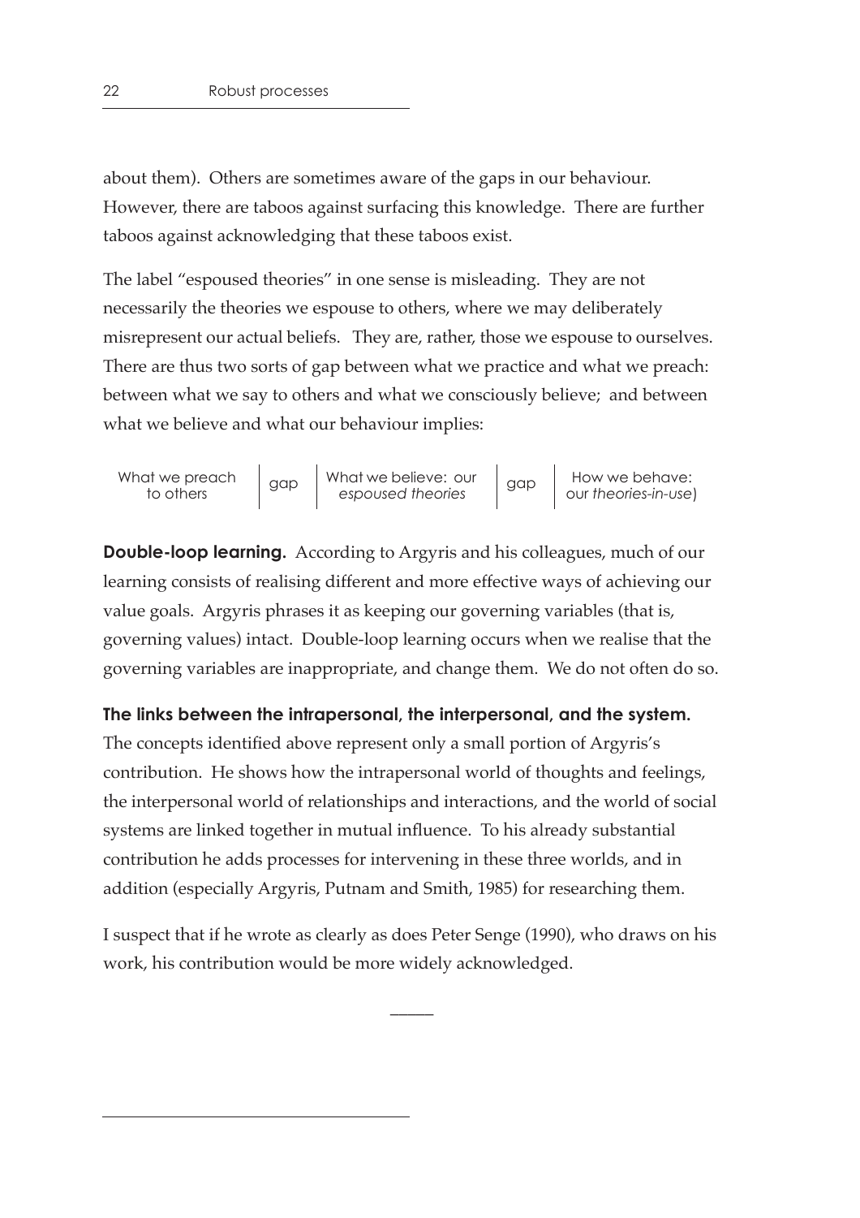about them). Others are sometimes aware of the gaps in our behaviour. However, there are taboos against surfacing this knowledge. There are further taboos against acknowledging that these taboos exist.

The label "espoused theories" in one sense is misleading. They are not necessarily the theories we espouse to others, where we may deliberately misrepresent our actual beliefs. They are, rather, those we espouse to ourselves. There are thus two sorts of gap between what we practice and what we preach: between what we say to others and what we consciously believe; and between what we believe and what our behaviour implies:

| What we preach to others | gap | What we believe: our *espoused theories* | gap | How we behave: our *theories-in-use*) |
|---|---|---|---|---|

**Double-loop learning.** According to Argyris and his colleagues, much of our learning consists of realising different and more effective ways of achieving our value goals. Argyris phrases it as keeping our governing variables (that is, governing values) intact. Double-loop learning occurs when we realise that the governing variables are inappropriate, and change them. We do not often do so.

**The links between the intrapersonal, the interpersonal, and the system.** The concepts identified above represent only a small portion of Argyris's contribution. He shows how the intrapersonal world of thoughts and feelings, the interpersonal world of relationships and interactions, and the world of social systems are linked together in mutual influence. To his already substantial contribution he adds processes for intervening in these three worlds, and in addition (especially Argyris, Putnam and Smith, 1985) for researching them.

I suspect that if he wrote as clearly as does Peter Senge (1990), who draws on his work, his contribution would be more widely acknowledged.

—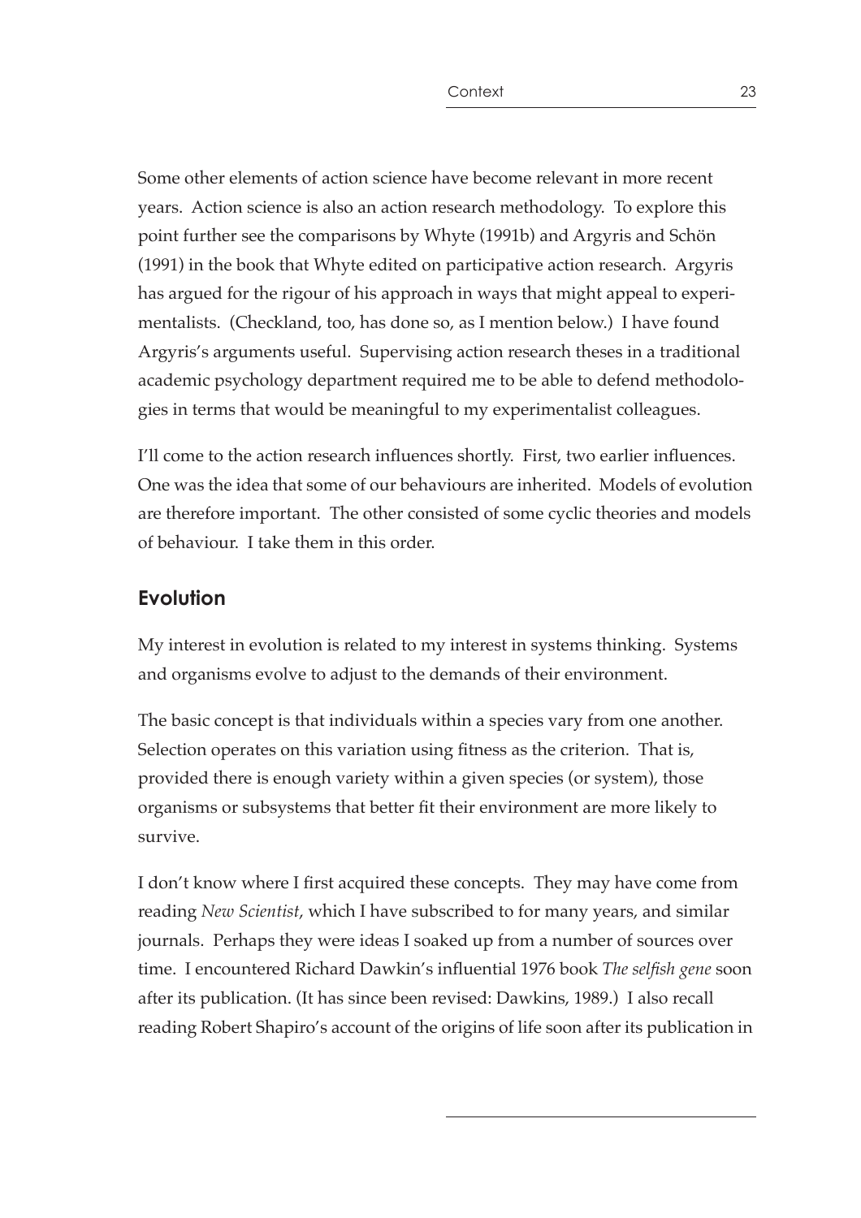Some other elements of action science have become relevant in more recent years. Action science is also an action research methodology. To explore this point further see the comparisons by Whyte (1991b) and Argyris and Schön (1991) in the book that Whyte edited on participative action research. Argyris has argued for the rigour of his approach in ways that might appeal to experimentalists. (Checkland, too, has done so, as I mention below.) I have found Argyris's arguments useful. Supervising action research theses in a traditional academic psychology department required me to be able to defend methodologies in terms that would be meaningful to my experimentalist colleagues.

I'll come to the action research influences shortly. First, two earlier influences. One was the idea that some of our behaviours are inherited. Models of evolution are therefore important. The other consisted of some cyclic theories and models of behaviour. I take them in this order.

## Evolution

My interest in evolution is related to my interest in systems thinking. Systems and organisms evolve to adjust to the demands of their environment.

The basic concept is that individuals within a species vary from one another. Selection operates on this variation using fitness as the criterion. That is, provided there is enough variety within a given species (or system), those organisms or subsystems that better fit their environment are more likely to survive.

I don't know where I first acquired these concepts. They may have come from reading *New Scientist*, which I have subscribed to for many years, and similar journals. Perhaps they were ideas I soaked up from a number of sources over time. I encountered Richard Dawkin's influential 1976 book *The selfish gene* soon after its publication. (It has since been revised: Dawkins, 1989.) I also recall reading Robert Shapiro's account of the origins of life soon after its publication in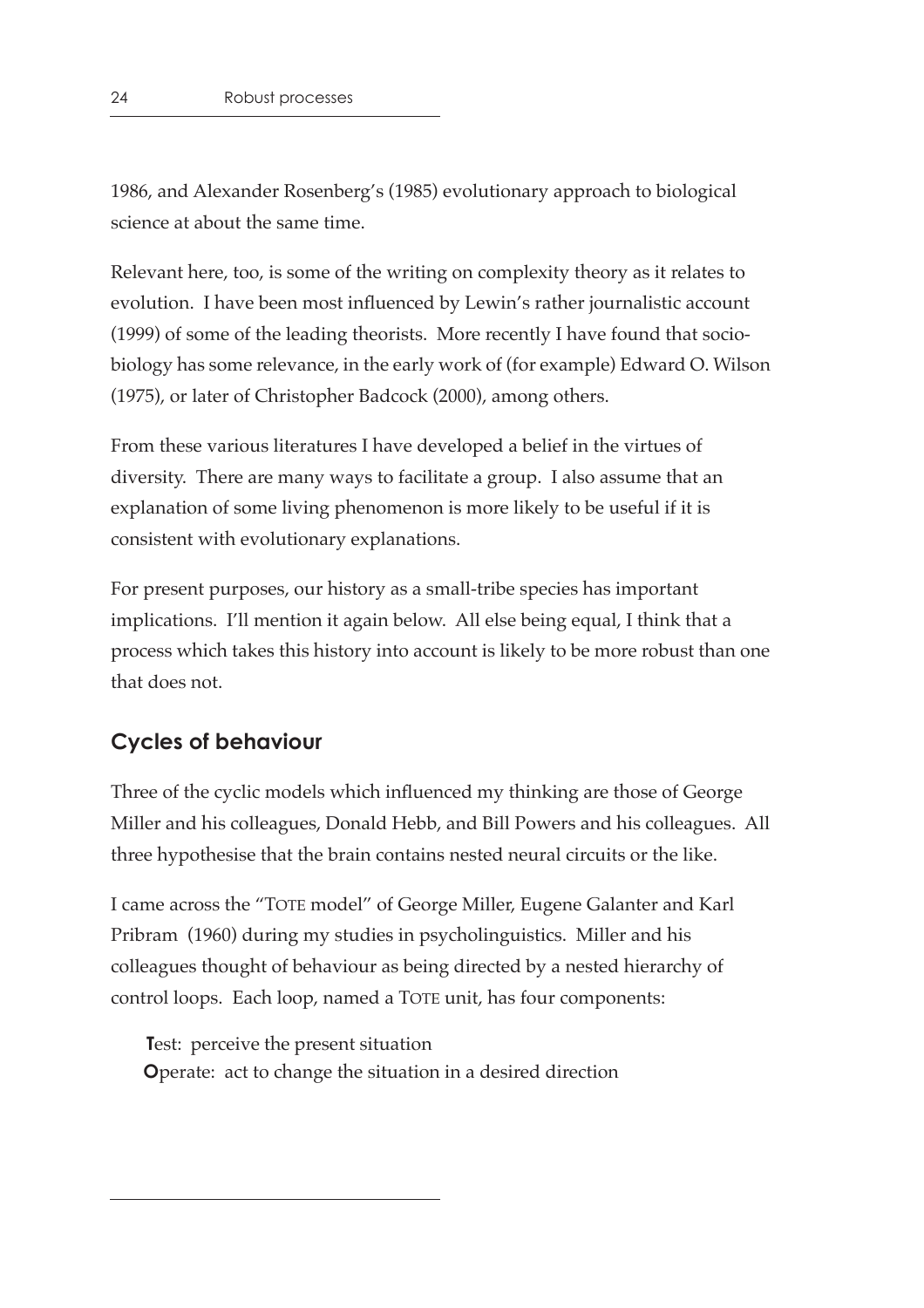1986, and Alexander Rosenberg's (1985) evolutionary approach to biological science at about the same time.

Relevant here, too, is some of the writing on complexity theory as it relates to evolution. I have been most influenced by Lewin's rather journalistic account (1999) of some of the leading theorists. More recently I have found that socio-biology has some relevance, in the early work of (for example) Edward O. Wilson (1975), or later of Christopher Badcock (2000), among others.

From these various literatures I have developed a belief in the virtues of diversity. There are many ways to facilitate a group. I also assume that an explanation of some living phenomenon is more likely to be useful if it is consistent with evolutionary explanations.

For present purposes, our history as a small-tribe species has important implications. I'll mention it again below. All else being equal, I think that a process which takes this history into account is likely to be more robust than one that does not.

## Cycles of behaviour

Three of the cyclic models which influenced my thinking are those of George Miller and his colleagues, Donald Hebb, and Bill Powers and his colleagues. All three hypothesise that the brain contains nested neural circuits or the like.

I came across the "TOTE model" of George Miller, Eugene Galanter and Karl Pribram (1960) during my studies in psycholinguistics. Miller and his colleagues thought of behaviour as being directed by a nested hierarchy of control loops. Each loop, named a TOTE unit, has four components:

**T**est: perceive the present situation
**O**perate: act to change the situation in a desired direction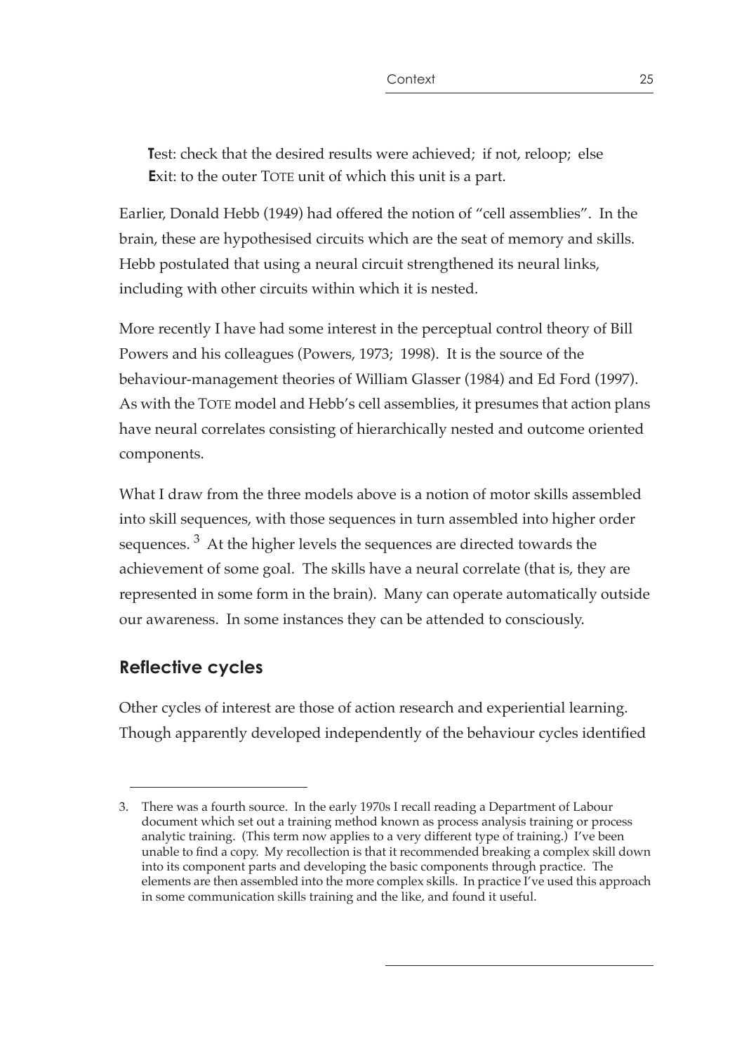**T**est: check that the desired results were achieved; if not, reloop; else
**E**xit: to the outer TOTE unit of which this unit is a part.

Earlier, Donald Hebb (1949) had offered the notion of "cell assemblies". In the brain, these are hypothesised circuits which are the seat of memory and skills. Hebb postulated that using a neural circuit strengthened its neural links, including with other circuits within which it is nested.

More recently I have had some interest in the perceptual control theory of Bill Powers and his colleagues (Powers, 1973; 1998). It is the source of the behaviour-management theories of William Glasser (1984) and Ed Ford (1997). As with the TOTE model and Hebb's cell assemblies, it presumes that action plans have neural correlates consisting of hierarchically nested and outcome oriented components.

What I draw from the three models above is a notion of motor skills assembled into skill sequences, with those sequences in turn assembled into higher order sequences. [3] At the higher levels the sequences are directed towards the achievement of some goal. The skills have a neural correlate (that is, they are represented in some form in the brain). Many can operate automatically outside our awareness. In some instances they can be attended to consciously.

## Reflective cycles

Other cycles of interest are those of action research and experiential learning. Though apparently developed independently of the behaviour cycles identified

---

3. There was a fourth source. In the early 1970s I recall reading a Department of Labour document which set out a training method known as process analysis training or process analytic training. (This term now applies to a very different type of training.) I've been unable to find a copy. My recollection is that it recommended breaking a complex skill down into its component parts and developing the basic components through practice. The elements are then assembled into the more complex skills. In practice I've used this approach in some communication skills training and the like, and found it useful.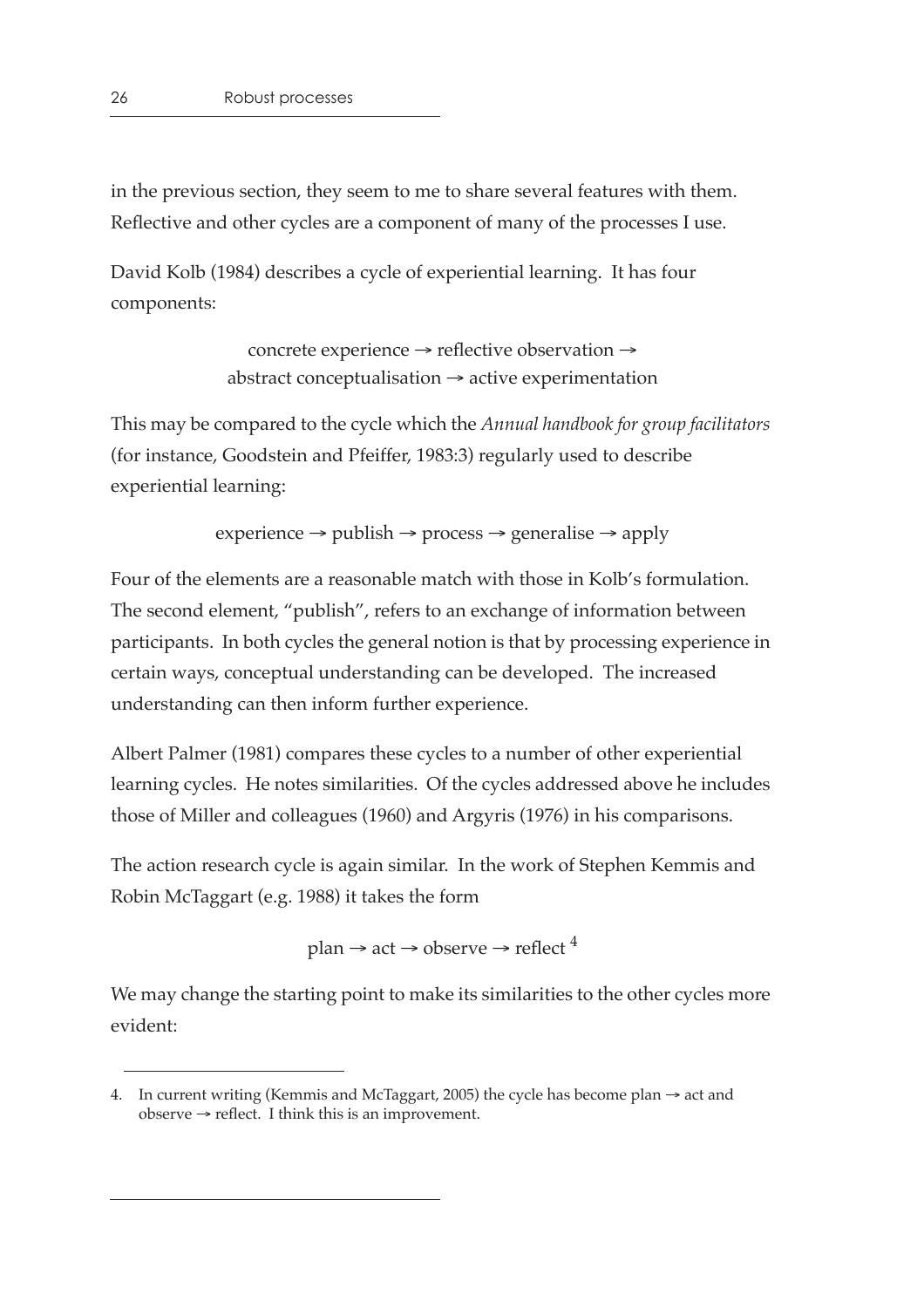in the previous section, they seem to me to share several features with them. Reflective and other cycles are a component of many of the processes I use.

David Kolb (1984) describes a cycle of experiential learning. It has four components:

concrete experience → reflective observation →
abstract conceptualisation → active experimentation

This may be compared to the cycle which the *Annual handbook for group facilitators* (for instance, Goodstein and Pfeiffer, 1983:3) regularly used to describe experiential learning:

experience → publish → process → generalise → apply

Four of the elements are a reasonable match with those in Kolb's formulation. The second element, "publish", refers to an exchange of information between participants. In both cycles the general notion is that by processing experience in certain ways, conceptual understanding can be developed. The increased understanding can then inform further experience.

Albert Palmer (1981) compares these cycles to a number of other experiential learning cycles. He notes similarities. Of the cycles addressed above he includes those of Miller and colleagues (1960) and Argyris (1976) in his comparisons.

The action research cycle is again similar. In the work of Stephen Kemmis and Robin McTaggart (e.g. 1988) it takes the form

plan → act → observe → reflect [4]

We may change the starting point to make its similarities to the other cycles more evident:

---

4. In current writing (Kemmis and McTaggart, 2005) the cycle has become plan → act and observe → reflect. I think this is an improvement.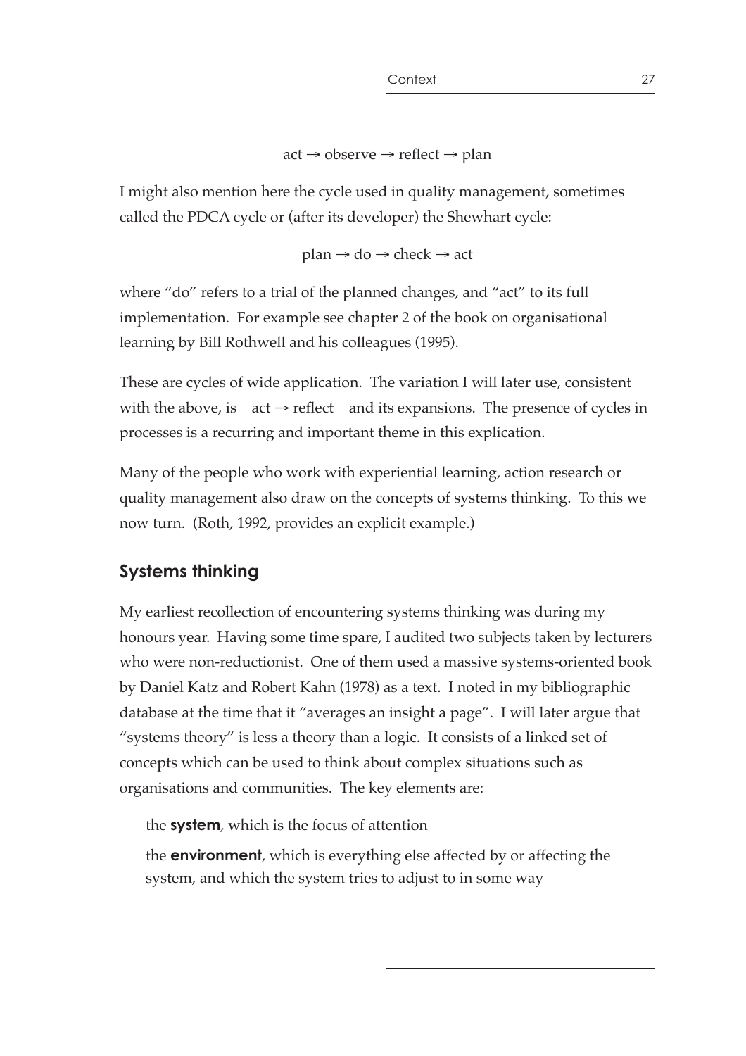act → observe → reflect → plan

I might also mention here the cycle used in quality management, sometimes called the PDCA cycle or (after its developer) the Shewhart cycle:

plan → do → check → act

where "do" refers to a trial of the planned changes, and "act" to its full implementation. For example see chapter 2 of the book on organisational learning by Bill Rothwell and his colleagues (1995).

These are cycles of wide application. The variation I will later use, consistent with the above, is act → reflect and its expansions. The presence of cycles in processes is a recurring and important theme in this explication.

Many of the people who work with experiential learning, action research or quality management also draw on the concepts of systems thinking. To this we now turn. (Roth, 1992, provides an explicit example.)

## Systems thinking

My earliest recollection of encountering systems thinking was during my honours year. Having some time spare, I audited two subjects taken by lecturers who were non-reductionist. One of them used a massive systems-oriented book by Daniel Katz and Robert Kahn (1978) as a text. I noted in my bibliographic database at the time that it "averages an insight a page". I will later argue that "systems theory" is less a theory than a logic. It consists of a linked set of concepts which can be used to think about complex situations such as organisations and communities. The key elements are:

the **system**, which is the focus of attention

the **environment**, which is everything else affected by or affecting the system, and which the system tries to adjust to in some way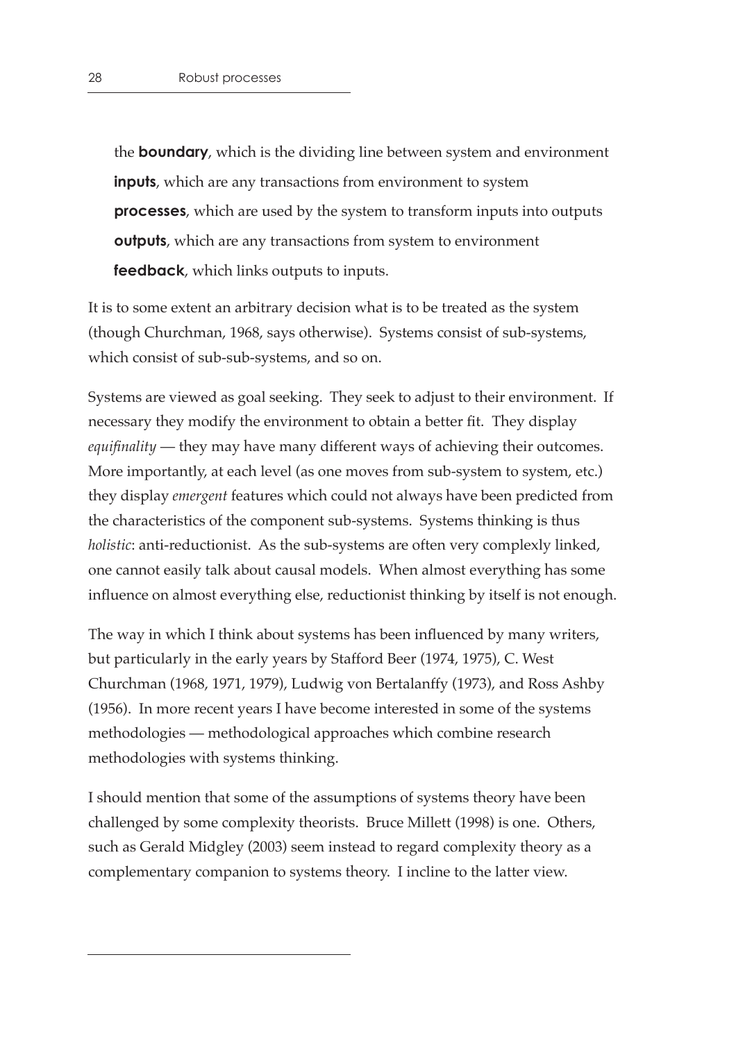the **boundary**, which is the dividing line between system and environment

**inputs**, which are any transactions from environment to system

**processes**, which are used by the system to transform inputs into outputs

**outputs**, which are any transactions from system to environment

**feedback**, which links outputs to inputs.

It is to some extent an arbitrary decision what is to be treated as the system (though Churchman, 1968, says otherwise). Systems consist of sub-systems, which consist of sub-sub-systems, and so on.

Systems are viewed as goal seeking. They seek to adjust to their environment. If necessary they modify the environment to obtain a better fit. They display *equifinality* — they may have many different ways of achieving their outcomes. More importantly, at each level (as one moves from sub-system to system, etc.) they display *emergent* features which could not always have been predicted from the characteristics of the component sub-systems. Systems thinking is thus *holistic*: anti-reductionist. As the sub-systems are often very complexly linked, one cannot easily talk about causal models. When almost everything has some influence on almost everything else, reductionist thinking by itself is not enough.

The way in which I think about systems has been influenced by many writers, but particularly in the early years by Stafford Beer (1974, 1975), C. West Churchman (1968, 1971, 1979), Ludwig von Bertalanffy (1973), and Ross Ashby (1956). In more recent years I have become interested in some of the systems methodologies — methodological approaches which combine research methodologies with systems thinking.

I should mention that some of the assumptions of systems theory have been challenged by some complexity theorists. Bruce Millett (1998) is one. Others, such as Gerald Midgley (2003) seem instead to regard complexity theory as a complementary companion to systems theory. I incline to the latter view.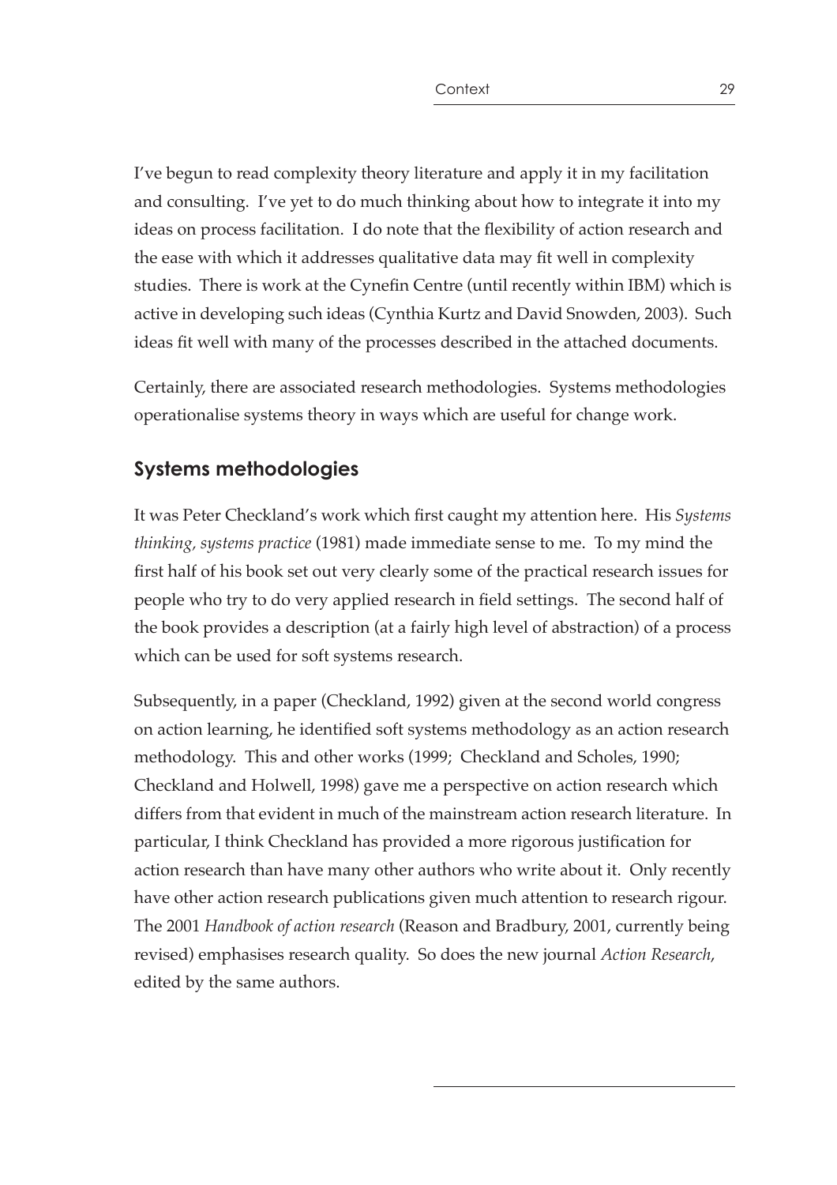I've begun to read complexity theory literature and apply it in my facilitation and consulting. I've yet to do much thinking about how to integrate it into my ideas on process facilitation. I do note that the flexibility of action research and the ease with which it addresses qualitative data may fit well in complexity studies. There is work at the Cynefin Centre (until recently within IBM) which is active in developing such ideas (Cynthia Kurtz and David Snowden, 2003). Such ideas fit well with many of the processes described in the attached documents.

Certainly, there are associated research methodologies. Systems methodologies operationalise systems theory in ways which are useful for change work.

## Systems methodologies

It was Peter Checkland's work which first caught my attention here. His *Systems thinking, systems practice* (1981) made immediate sense to me. To my mind the first half of his book set out very clearly some of the practical research issues for people who try to do very applied research in field settings. The second half of the book provides a description (at a fairly high level of abstraction) of a process which can be used for soft systems research.

Subsequently, in a paper (Checkland, 1992) given at the second world congress on action learning, he identified soft systems methodology as an action research methodology. This and other works (1999; Checkland and Scholes, 1990; Checkland and Holwell, 1998) gave me a perspective on action research which differs from that evident in much of the mainstream action research literature. In particular, I think Checkland has provided a more rigorous justification for action research than have many other authors who write about it. Only recently have other action research publications given much attention to research rigour. The 2001 *Handbook of action research* (Reason and Bradbury, 2001, currently being revised) emphasises research quality. So does the new journal *Action Research*, edited by the same authors.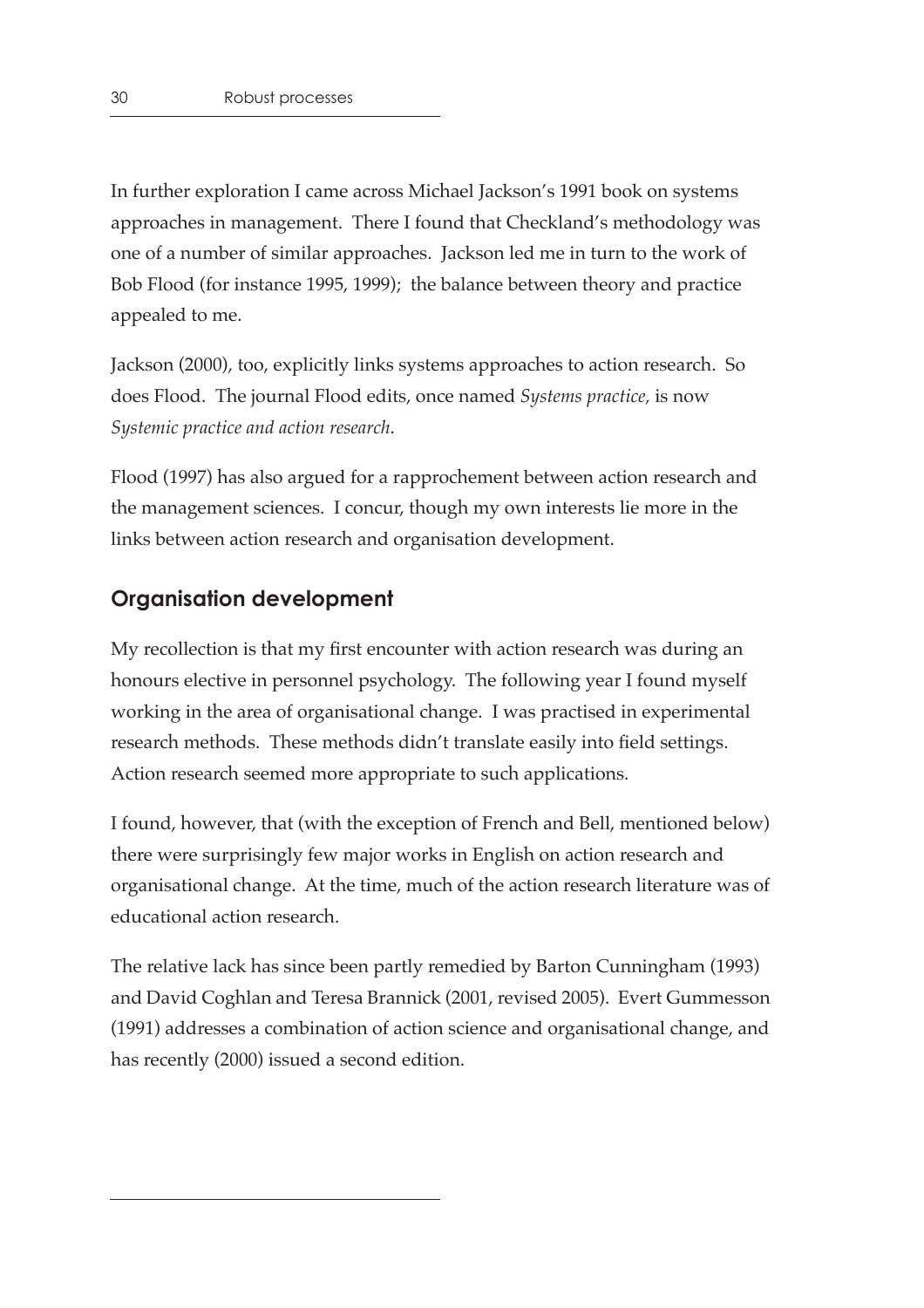In further exploration I came across Michael Jackson's 1991 book on systems approaches in management. There I found that Checkland's methodology was one of a number of similar approaches. Jackson led me in turn to the work of Bob Flood (for instance 1995, 1999); the balance between theory and practice appealed to me.

Jackson (2000), too, explicitly links systems approaches to action research. So does Flood. The journal Flood edits, once named *Systems practice,* is now *Systemic practice and action research*.

Flood (1997) has also argued for a rapprochement between action research and the management sciences. I concur, though my own interests lie more in the links between action research and organisation development.

## Organisation development

My recollection is that my first encounter with action research was during an honours elective in personnel psychology. The following year I found myself working in the area of organisational change. I was practised in experimental research methods. These methods didn't translate easily into field settings. Action research seemed more appropriate to such applications.

I found, however, that (with the exception of French and Bell, mentioned below) there were surprisingly few major works in English on action research and organisational change. At the time, much of the action research literature was of educational action research.

The relative lack has since been partly remedied by Barton Cunningham (1993) and David Coghlan and Teresa Brannick (2001, revised 2005). Evert Gummesson (1991) addresses a combination of action science and organisational change, and has recently (2000) issued a second edition.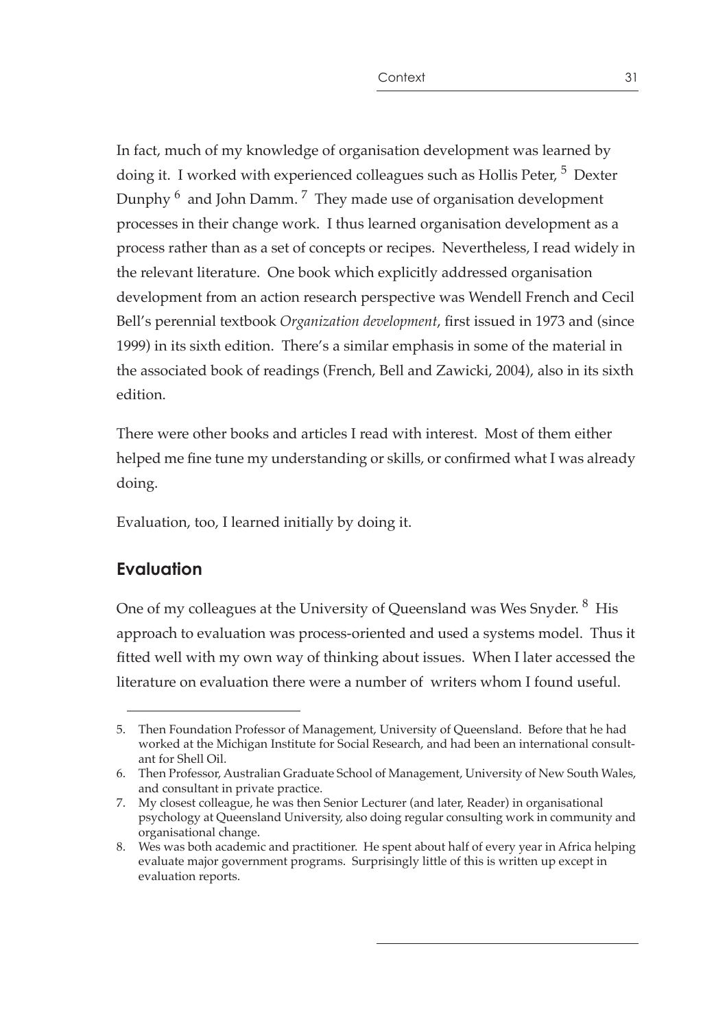In fact, much of my knowledge of organisation development was learned by doing it. I worked with experienced colleagues such as Hollis Peter, [5] Dexter Dunphy [6] and John Damm. [7] They made use of organisation development processes in their change work. I thus learned organisation development as a process rather than as a set of concepts or recipes. Nevertheless, I read widely in the relevant literature. One book which explicitly addressed organisation development from an action research perspective was Wendell French and Cecil Bell's perennial textbook *Organization development*, first issued in 1973 and (since 1999) in its sixth edition. There's a similar emphasis in some of the material in the associated book of readings (French, Bell and Zawicki, 2004), also in its sixth edition.

There were other books and articles I read with interest. Most of them either helped me fine tune my understanding or skills, or confirmed what I was already doing.

Evaluation, too, I learned initially by doing it.

## Evaluation

One of my colleagues at the University of Queensland was Wes Snyder. [8] His approach to evaluation was process-oriented and used a systems model. Thus it fitted well with my own way of thinking about issues. When I later accessed the literature on evaluation there were a number of writers whom I found useful.

---

5. Then Foundation Professor of Management, University of Queensland. Before that he had worked at the Michigan Institute for Social Research, and had been an international consultant for Shell Oil.
6. Then Professor, Australian Graduate School of Management, University of New South Wales, and consultant in private practice.
7. My closest colleague, he was then Senior Lecturer (and later, Reader) in organisational psychology at Queensland University, also doing regular consulting work in community and organisational change.
8. Wes was both academic and practitioner. He spent about half of every year in Africa helping evaluate major government programs. Surprisingly little of this is written up except in evaluation reports.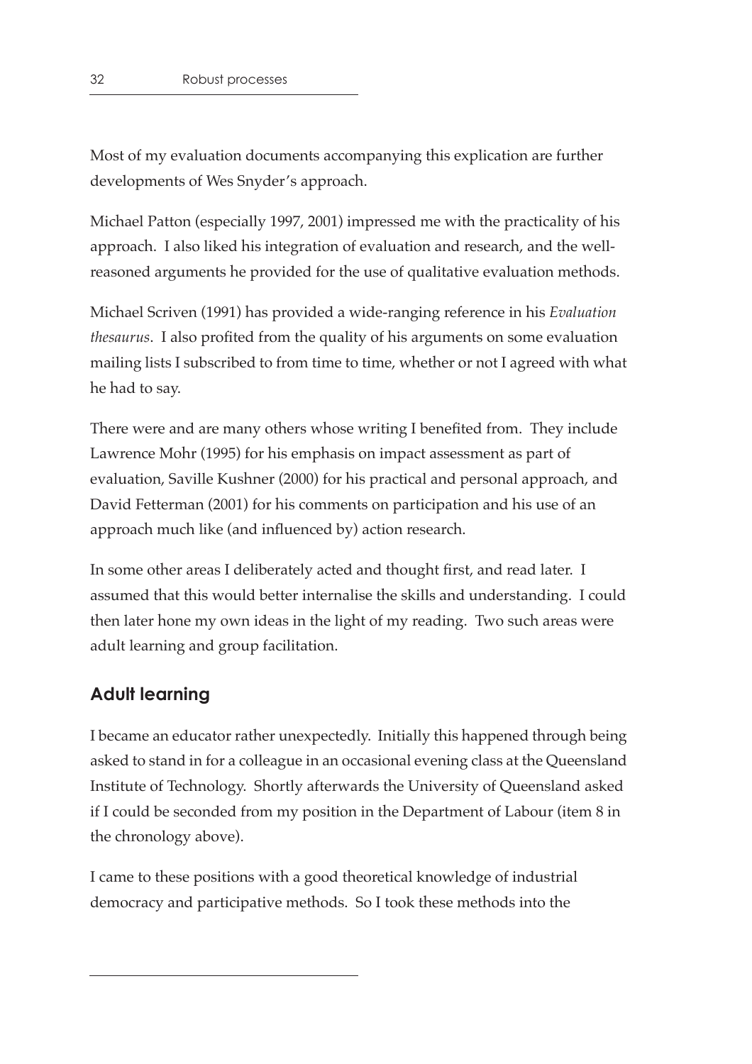Most of my evaluation documents accompanying this explication are further developments of Wes Snyder's approach.

Michael Patton (especially 1997, 2001) impressed me with the practicality of his approach. I also liked his integration of evaluation and research, and the well-reasoned arguments he provided for the use of qualitative evaluation methods.

Michael Scriven (1991) has provided a wide-ranging reference in his *Evaluation thesaurus*. I also profited from the quality of his arguments on some evaluation mailing lists I subscribed to from time to time, whether or not I agreed with what he had to say.

There were and are many others whose writing I benefited from. They include Lawrence Mohr (1995) for his emphasis on impact assessment as part of evaluation, Saville Kushner (2000) for his practical and personal approach, and David Fetterman (2001) for his comments on participation and his use of an approach much like (and influenced by) action research.

In some other areas I deliberately acted and thought first, and read later. I assumed that this would better internalise the skills and understanding. I could then later hone my own ideas in the light of my reading. Two such areas were adult learning and group facilitation.

## Adult learning

I became an educator rather unexpectedly. Initially this happened through being asked to stand in for a colleague in an occasional evening class at the Queensland Institute of Technology. Shortly afterwards the University of Queensland asked if I could be seconded from my position in the Department of Labour (item 8 in the chronology above).

I came to these positions with a good theoretical knowledge of industrial democracy and participative methods. So I took these methods into the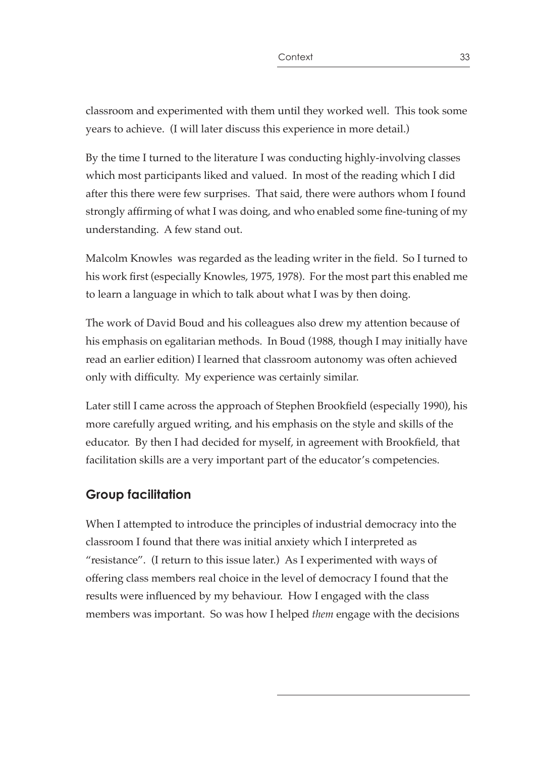classroom and experimented with them until they worked well. This took some years to achieve. (I will later discuss this experience in more detail.)

By the time I turned to the literature I was conducting highly-involving classes which most participants liked and valued. In most of the reading which I did after this there were few surprises. That said, there were authors whom I found strongly affirming of what I was doing, and who enabled some fine-tuning of my understanding. A few stand out.

Malcolm Knowles was regarded as the leading writer in the field. So I turned to his work first (especially Knowles, 1975, 1978). For the most part this enabled me to learn a language in which to talk about what I was by then doing.

The work of David Boud and his colleagues also drew my attention because of his emphasis on egalitarian methods. In Boud (1988, though I may initially have read an earlier edition) I learned that classroom autonomy was often achieved only with difficulty. My experience was certainly similar.

Later still I came across the approach of Stephen Brookfield (especially 1990), his more carefully argued writing, and his emphasis on the style and skills of the educator. By then I had decided for myself, in agreement with Brookfield, that facilitation skills are a very important part of the educator's competencies.

## Group facilitation

When I attempted to introduce the principles of industrial democracy into the classroom I found that there was initial anxiety which I interpreted as "resistance". (I return to this issue later.) As I experimented with ways of offering class members real choice in the level of democracy I found that the results were influenced by my behaviour. How I engaged with the class members was important. So was how I helped *them* engage with the decisions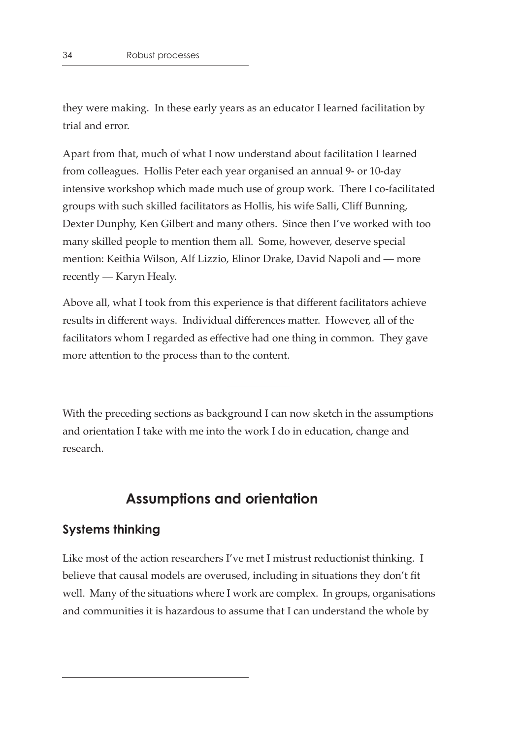they were making. In these early years as an educator I learned facilitation by trial and error.

Apart from that, much of what I now understand about facilitation I learned from colleagues. Hollis Peter each year organised an annual 9- or 10-day intensive workshop which made much use of group work. There I co-facilitated groups with such skilled facilitators as Hollis, his wife Salli, Cliff Bunning, Dexter Dunphy, Ken Gilbert and many others. Since then I've worked with too many skilled people to mention them all. Some, however, deserve special mention: Keithia Wilson, Alf Lizzio, Elinor Drake, David Napoli and — more recently — Karyn Healy.

Above all, what I took from this experience is that different facilitators achieve results in different ways. Individual differences matter. However, all of the facilitators whom I regarded as effective had one thing in common. They gave more attention to the process than to the content.

---

With the preceding sections as background I can now sketch in the assumptions and orientation I take with me into the work I do in education, change and research.

## Assumptions and orientation

### Systems thinking

Like most of the action researchers I've met I mistrust reductionist thinking. I believe that causal models are overused, including in situations they don't fit well. Many of the situations where I work are complex. In groups, organisations and communities it is hazardous to assume that I can understand the whole by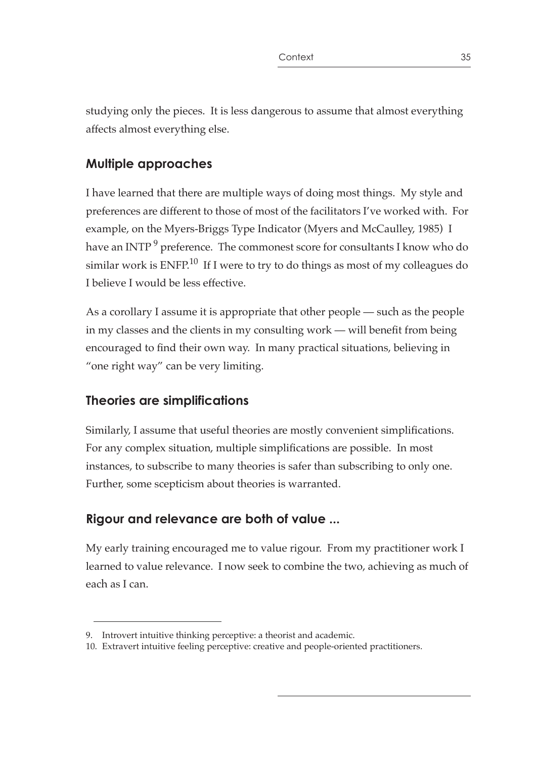studying only the pieces. It is less dangerous to assume that almost everything affects almost everything else.

## Multiple approaches

I have learned that there are multiple ways of doing most things. My style and preferences are different to those of most of the facilitators I've worked with. For example, on the Myers-Briggs Type Indicator (Myers and McCaulley, 1985) I have an INTP [9] preference. The commonest score for consultants I know who do similar work is ENFP.[10] If I were to try to do things as most of my colleagues do I believe I would be less effective.

As a corollary I assume it is appropriate that other people — such as the people in my classes and the clients in my consulting work — will benefit from being encouraged to find their own way. In many practical situations, believing in "one right way" can be very limiting.

## Theories are simplifications

Similarly, I assume that useful theories are mostly convenient simplifications. For any complex situation, multiple simplifications are possible. In most instances, to subscribe to many theories is safer than subscribing to only one. Further, some scepticism about theories is warranted.

## Rigour and relevance are both of value ...

My early training encouraged me to value rigour. From my practitioner work I learned to value relevance. I now seek to combine the two, achieving as much of each as I can.

---

9. Introvert intuitive thinking perceptive: a theorist and academic.
10. Extravert intuitive feeling perceptive: creative and people-oriented practitioners.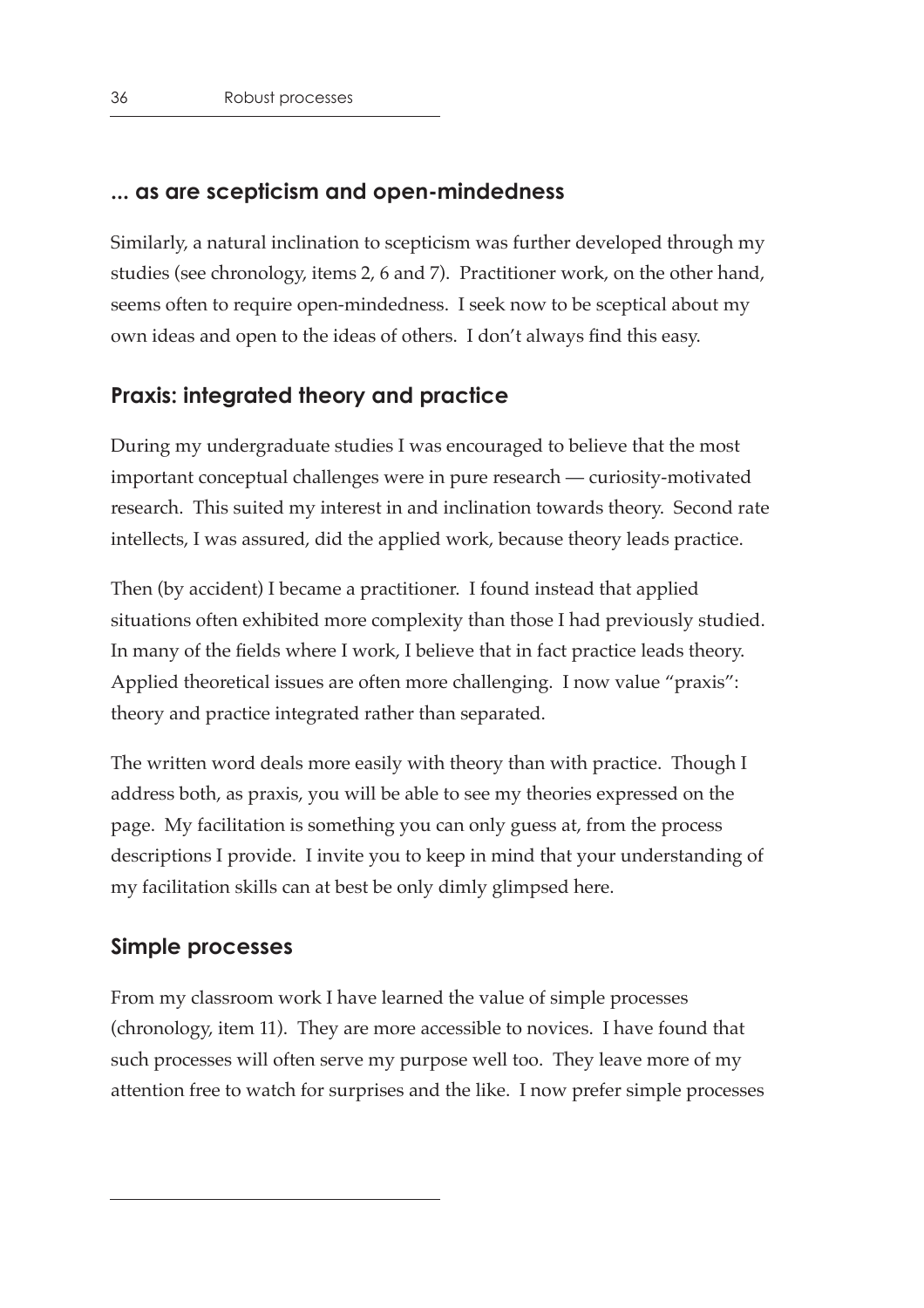## ... as are scepticism and open-mindedness

Similarly, a natural inclination to scepticism was further developed through my studies (see chronology, items 2, 6 and 7). Practitioner work, on the other hand, seems often to require open-mindedness. I seek now to be sceptical about my own ideas and open to the ideas of others. I don't always find this easy.

## Praxis: integrated theory and practice

During my undergraduate studies I was encouraged to believe that the most important conceptual challenges were in pure research — curiosity-motivated research. This suited my interest in and inclination towards theory. Second rate intellects, I was assured, did the applied work, because theory leads practice.

Then (by accident) I became a practitioner. I found instead that applied situations often exhibited more complexity than those I had previously studied. In many of the fields where I work, I believe that in fact practice leads theory. Applied theoretical issues are often more challenging. I now value "praxis": theory and practice integrated rather than separated.

The written word deals more easily with theory than with practice. Though I address both, as praxis, you will be able to see my theories expressed on the page. My facilitation is something you can only guess at, from the process descriptions I provide. I invite you to keep in mind that your understanding of my facilitation skills can at best be only dimly glimpsed here.

## Simple processes

From my classroom work I have learned the value of simple processes (chronology, item 11). They are more accessible to novices. I have found that such processes will often serve my purpose well too. They leave more of my attention free to watch for surprises and the like. I now prefer simple processes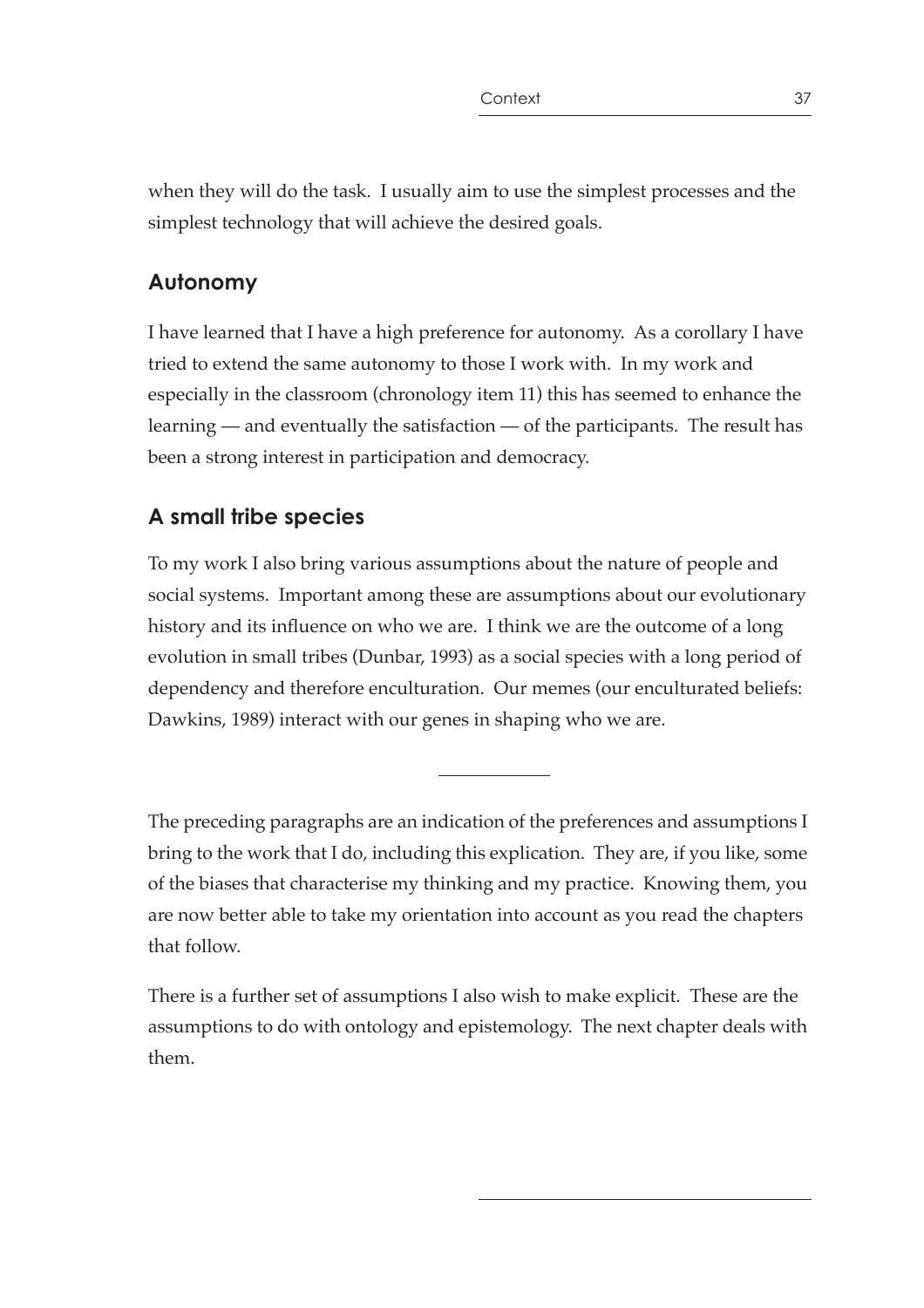when they will do the task. I usually aim to use the simplest processes and the simplest technology that will achieve the desired goals.

## Autonomy

I have learned that I have a high preference for autonomy. As a corollary I have tried to extend the same autonomy to those I work with. In my work and especially in the classroom (chronology item 11) this has seemed to enhance the learning — and eventually the satisfaction — of the participants. The result has been a strong interest in participation and democracy.

## A small tribe species

To my work I also bring various assumptions about the nature of people and social systems. Important among these are assumptions about our evolutionary history and its influence on who we are. I think we are the outcome of a long evolution in small tribes (Dunbar, 1993) as a social species with a long period of dependency and therefore enculturation. Our memes (our enculturated beliefs: Dawkins, 1989) interact with our genes in shaping who we are.

---

The preceding paragraphs are an indication of the preferences and assumptions I bring to the work that I do, including this explication. They are, if you like, some of the biases that characterise my thinking and my practice. Knowing them, you are now better able to take my orientation into account as you read the chapters that follow.

There is a further set of assumptions I also wish to make explicit. These are the assumptions to do with ontology and epistemology. The next chapter deals with them.